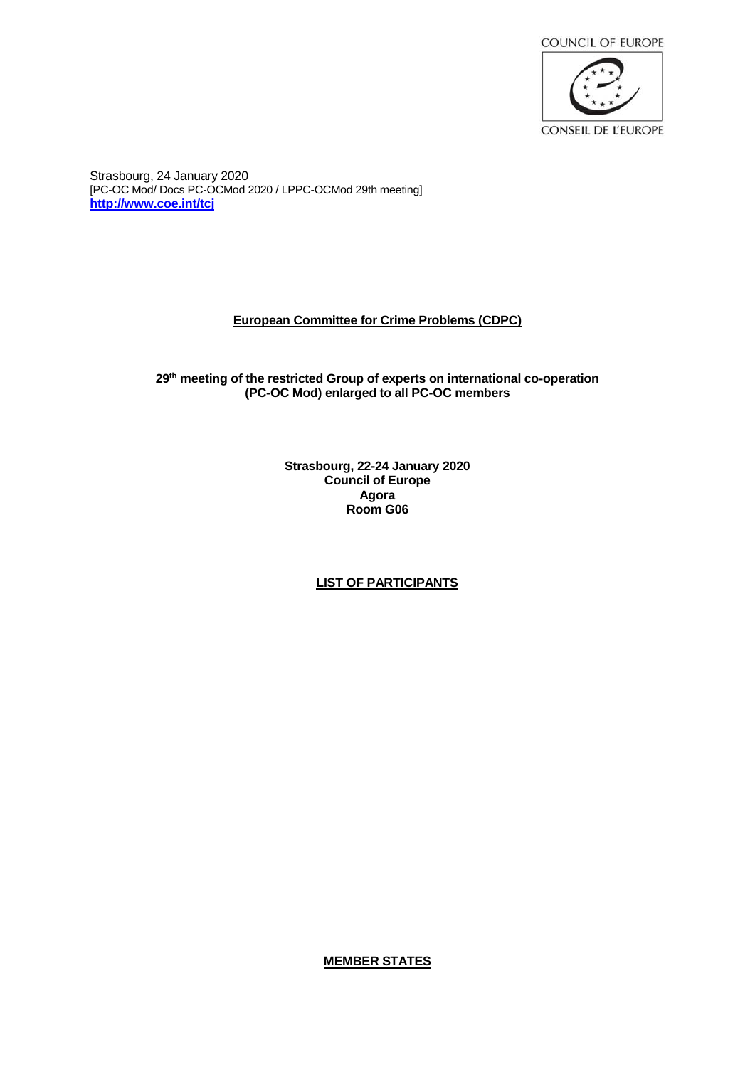COUNCIL OF EUROPE

CONSEIL DE L'EUROPE

Strasbourg, 24 January 2020
[PC-OC Mod/ Docs PC-OCMod 2020 / LPPC-OCMod 29th meeting]
**http://www.coe.int/tcj**

**European Committee for Crime Problems (CDPC)**

**29th meeting of the restricted Group of experts on international co-operation (PC-OC Mod) enlarged to all PC-OC members**

**Strasbourg, 22-24 January 2020**
**Council of Europe**
**Agora**
**Room G06**

**LIST OF PARTICIPANTS**

**MEMBER STATES**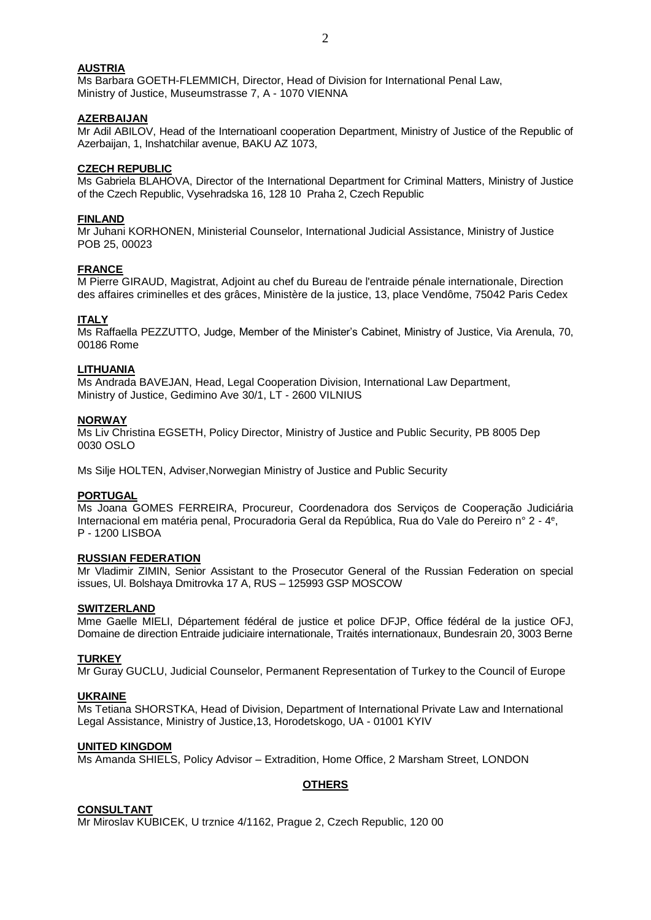**AUSTRIA**
Ms Barbara GOETH-FLEMMICH, Director, Head of Division for International Penal Law, Ministry of Justice, Museumstrasse 7, A - 1070 VIENNA

**AZERBAIJAN**
Mr Adil ABILOV, Head of the Internatioanl cooperation Department, Ministry of Justice of the Republic of Azerbaijan, 1, Inshatchilar avenue, BAKU AZ 1073,

**CZECH REPUBLIC**
Ms Gabriela BLAHOVA, Director of the International Department for Criminal Matters, Ministry of Justice of the Czech Republic, Vysehradska 16, 128 10 Praha 2, Czech Republic

**FINLAND**
Mr Juhani KORHONEN, Ministerial Counselor, International Judicial Assistance, Ministry of Justice POB 25, 00023

**FRANCE**
M Pierre GIRAUD, Magistrat, Adjoint au chef du Bureau de l'entraide pénale internationale, Direction des affaires criminelles et des grâces, Ministère de la justice, 13, place Vendôme, 75042 Paris Cedex

**ITALY**
Ms Raffaella PEZZUTTO, Judge, Member of the Minister's Cabinet, Ministry of Justice, Via Arenula, 70, 00186 Rome

**LITHUANIA**
Ms Andrada BAVEJAN, Head, Legal Cooperation Division, International Law Department, Ministry of Justice, Gedimino Ave 30/1, LT - 2600 VILNIUS

**NORWAY**
Ms Liv Christina EGSETH, Policy Director, Ministry of Justice and Public Security, PB 8005 Dep 0030 OSLO

Ms Silje HOLTEN, Adviser,Norwegian Ministry of Justice and Public Security

**PORTUGAL**
Ms Joana GOMES FERREIRA, Procureur, Coordenadora dos Serviços de Cooperação Judiciária Internacional em matéria penal, Procuradoria Geral da República, Rua do Vale do Pereiro n° 2 - 4e, P - 1200 LISBOA

**RUSSIAN FEDERATION**
Mr Vladimir ZIMIN, Senior Assistant to the Prosecutor General of the Russian Federation on special issues, Ul. Bolshaya Dmitrovka 17 A, RUS – 125993 GSP MOSCOW

**SWITZERLAND**
Mme Gaelle MIELI, Département fédéral de justice et police DFJP, Office fédéral de la justice OFJ, Domaine de direction Entraide judiciaire internationale, Traités internationaux, Bundesrain 20, 3003 Berne

**TURKEY**
Mr Guray GUCLU, Judicial Counselor, Permanent Representation of Turkey to the Council of Europe

**UKRAINE**
Ms Tetiana SHORSTKA, Head of Division, Department of International Private Law and International Legal Assistance, Ministry of Justice,13, Horodetskogo, UA - 01001 KYIV

**UNITED KINGDOM**
Ms Amanda SHIELS, Policy Advisor – Extradition, Home Office, 2 Marsham Street, LONDON

## OTHERS

**CONSULTANT**
Mr Miroslav KUBICEK, U trznice 4/1162, Prague 2, Czech Republic, 120 00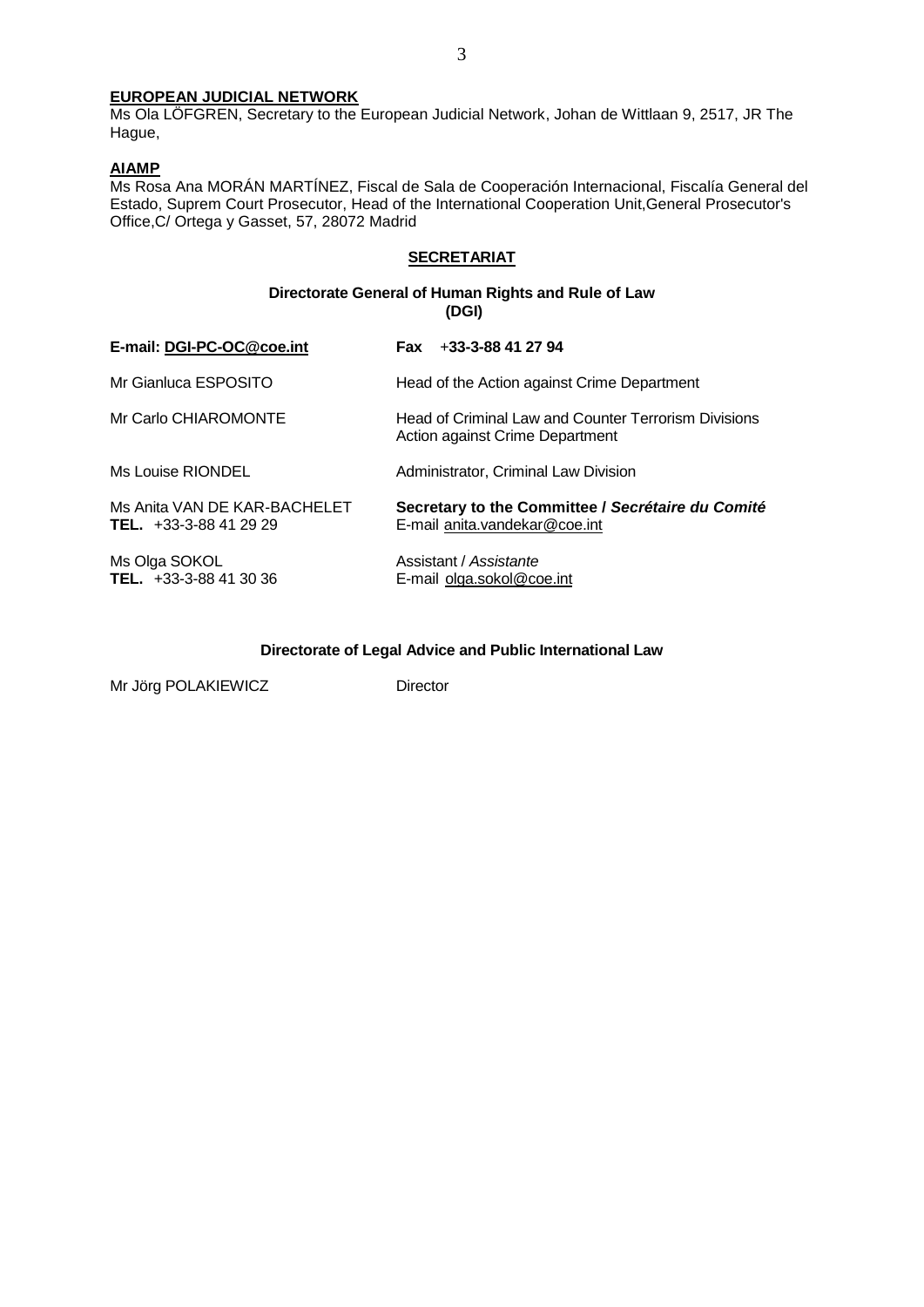**EUROPEAN JUDICIAL NETWORK**
Ms Ola LÖFGREN, Secretary to the European Judicial Network, Johan de Wittlaan 9, 2517, JR The Hague,

**AIAMP**
Ms Rosa Ana MORÁN MARTÍNEZ, Fiscal de Sala de Cooperación Internacional, Fiscalía General del Estado, Suprem Court Prosecutor, Head of the International Cooperation Unit,General Prosecutor's Office,C/ Ortega y Gasset, 57, 28072 Madrid

## SECRETARIAT

### Directorate General of Human Rights and Rule of Law (DGI)

| | |
|---|---|
| **E-mail: DGI-PC-OC@coe.int** | **Fax +33-3-88 41 27 94** |
| Mr Gianluca ESPOSITO | Head of the Action against Crime Department |
| Mr Carlo CHIAROMONTE | Head of Criminal Law and Counter Terrorism Divisions Action against Crime Department |
| Ms Louise RIONDEL | Administrator, Criminal Law Division |
| Ms Anita VAN DE KAR-BACHELET **TEL.** +33-3-88 41 29 29 | **Secretary to the Committee / *Secrétaire du Comité*** E-mail anita.vandekar@coe.int |
| Ms Olga SOKOL **TEL.** +33-3-88 41 30 36 | Assistant / *Assistante* E-mail olga.sokol@coe.int |

### Directorate of Legal Advice and Public International Law

| | |
|---|---|
| Mr Jörg POLAKIEWICZ | Director |